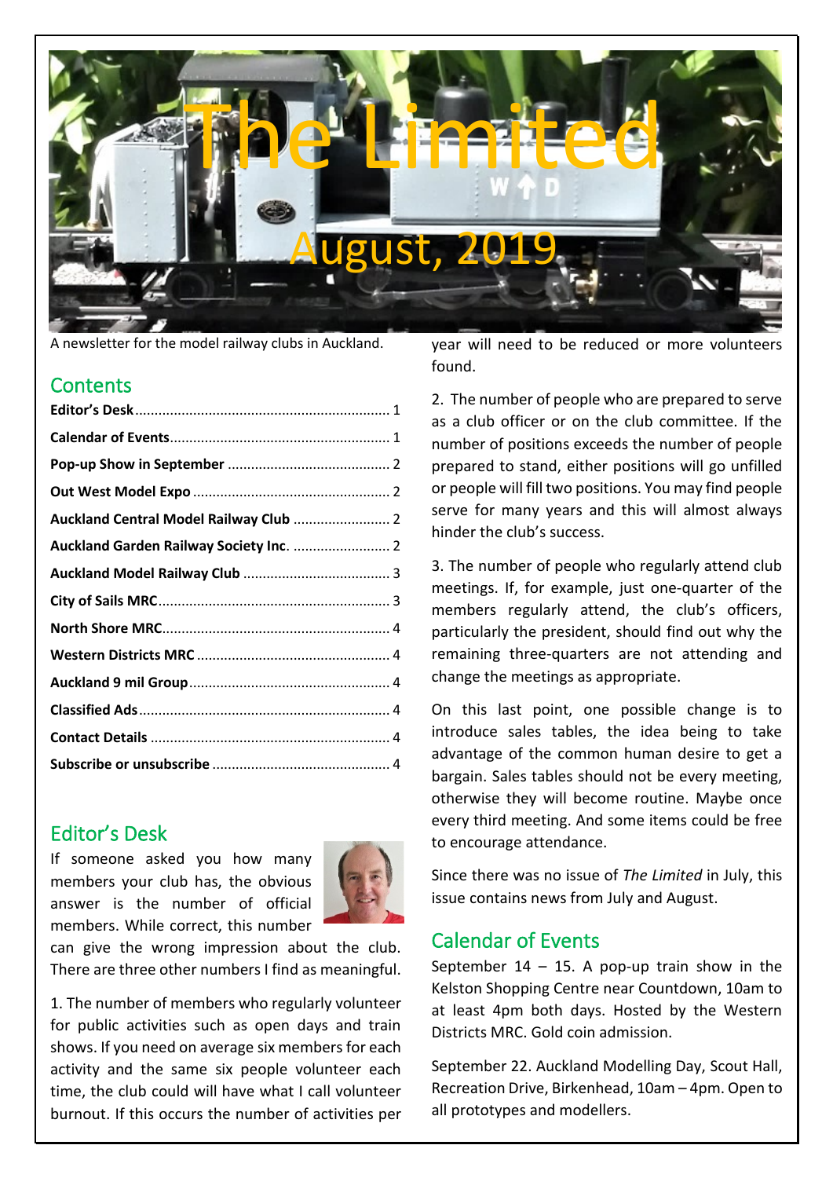# The Limited

## August, 2019

A newsletter for the model railway clubs in Auckland.

## Contents

| | |
|---|---|
| **Editor's Desk** | 1 |
| **Calendar of Events** | 1 |
| **Pop-up Show in September** | 2 |
| **Out West Model Expo** | 2 |
| **Auckland Central Model Railway Club** | 2 |
| **Auckland Garden Railway Society Inc.** | 2 |
| **Auckland Model Railway Club** | 3 |
| **City of Sails MRC** | 3 |
| **North Shore MRC** | 4 |
| **Western Districts MRC** | 4 |
| **Auckland 9 mil Group** | 4 |
| **Classified Ads** | 4 |
| **Contact Details** | 4 |
| **Subscribe or unsubscribe** | 4 |

## Editor's Desk

If someone asked you how many members your club has, the obvious answer is the number of official members. While correct, this number can give the wrong impression about the club. There are three other numbers I find as meaningful.

1. The number of members who regularly volunteer for public activities such as open days and train shows. If you need on average six members for each activity and the same six people volunteer each time, the club could will have what I call volunteer burnout. If this occurs the number of activities per year will need to be reduced or more volunteers found.

2. The number of people who are prepared to serve as a club officer or on the club committee. If the number of positions exceeds the number of people prepared to stand, either positions will go unfilled or people will fill two positions. You may find people serve for many years and this will almost always hinder the club's success.

3. The number of people who regularly attend club meetings. If, for example, just one-quarter of the members regularly attend, the club's officers, particularly the president, should find out why the remaining three-quarters are not attending and change the meetings as appropriate.

On this last point, one possible change is to introduce sales tables, the idea being to take advantage of the common human desire to get a bargain. Sales tables should not be every meeting, otherwise they will become routine. Maybe once every third meeting. And some items could be free to encourage attendance.

Since there was no issue of *The Limited* in July, this issue contains news from July and August.

## Calendar of Events

September 14 – 15. A pop-up train show in the Kelston Shopping Centre near Countdown, 10am to at least 4pm both days. Hosted by the Western Districts MRC. Gold coin admission.

September 22. Auckland Modelling Day, Scout Hall, Recreation Drive, Birkenhead, 10am – 4pm. Open to all prototypes and modellers.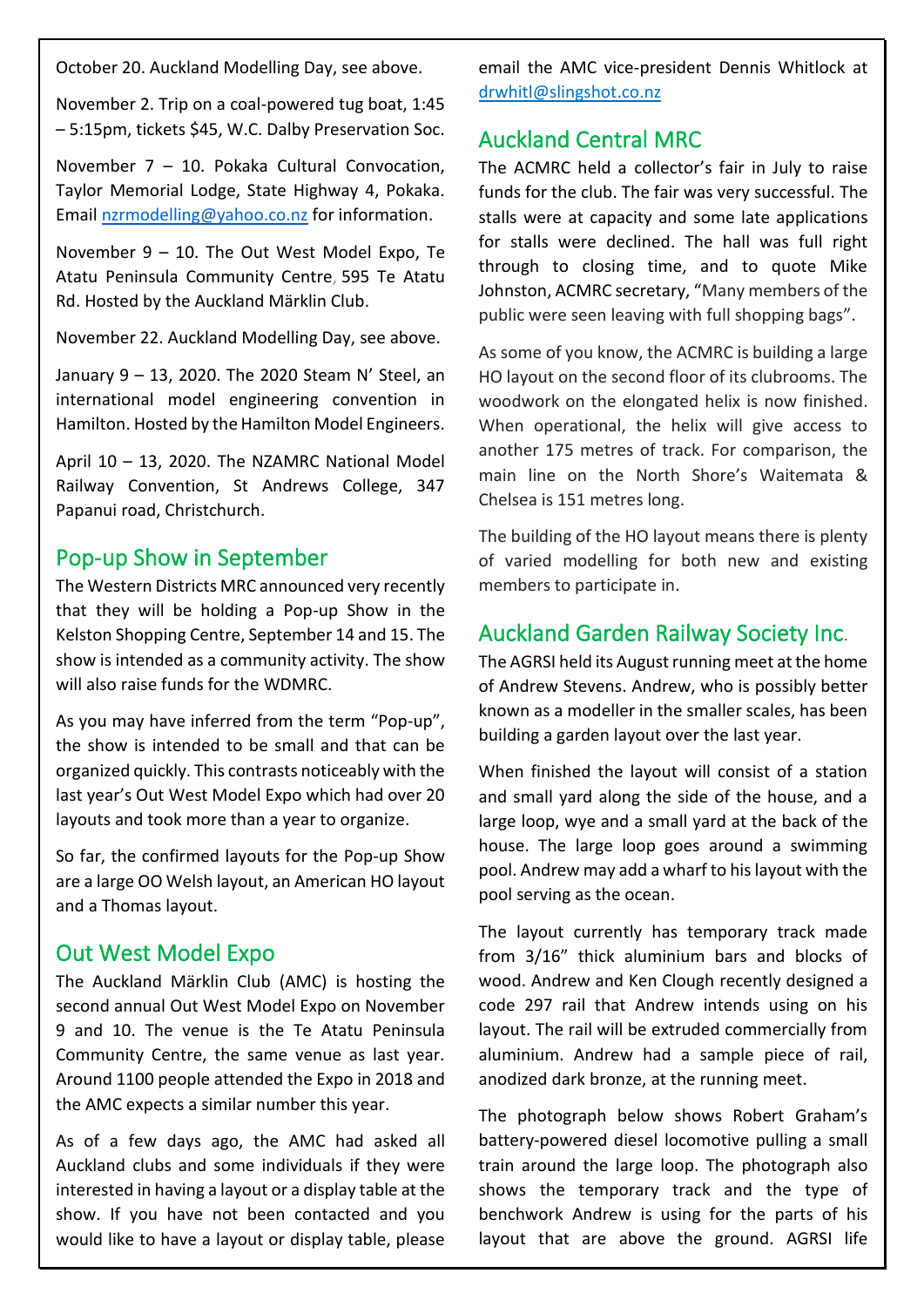October 20. Auckland Modelling Day, see above.

November 2. Trip on a coal-powered tug boat, 1:45 – 5:15pm, tickets $45, W.C. Dalby Preservation Soc.

November 7 – 10. Pokaka Cultural Convocation, Taylor Memorial Lodge, State Highway 4, Pokaka. Email nzrmodelling@yahoo.co.nz for information.

November 9 – 10. The Out West Model Expo, Te Atatu Peninsula Community Centre, 595 Te Atatu Rd. Hosted by the Auckland Märklin Club.

November 22. Auckland Modelling Day, see above.

January 9 – 13, 2020. The 2020 Steam N' Steel, an international model engineering convention in Hamilton. Hosted by the Hamilton Model Engineers.

April 10 – 13, 2020. The NZAMRC National Model Railway Convention, St Andrews College, 347 Papanui road, Christchurch.

## Pop-up Show in September

The Western Districts MRC announced very recently that they will be holding a Pop-up Show in the Kelston Shopping Centre, September 14 and 15. The show is intended as a community activity. The show will also raise funds for the WDMRC.

As you may have inferred from the term "Pop-up", the show is intended to be small and that can be organized quickly. This contrasts noticeably with the last year's Out West Model Expo which had over 20 layouts and took more than a year to organize.

So far, the confirmed layouts for the Pop-up Show are a large OO Welsh layout, an American HO layout and a Thomas layout.

## Out West Model Expo

The Auckland Märklin Club (AMC) is hosting the second annual Out West Model Expo on November 9 and 10. The venue is the Te Atatu Peninsula Community Centre, the same venue as last year. Around 1100 people attended the Expo in 2018 and the AMC expects a similar number this year.

As of a few days ago, the AMC had asked all Auckland clubs and some individuals if they were interested in having a layout or a display table at the show. If you have not been contacted and you would like to have a layout or display table, please email the AMC vice-president Dennis Whitlock at drwhitl@slingshot.co.nz

## Auckland Central MRC

The ACMRC held a collector's fair in July to raise funds for the club. The fair was very successful. The stalls were at capacity and some late applications for stalls were declined. The hall was full right through to closing time, and to quote Mike Johnston, ACMRC secretary, "Many members of the public were seen leaving with full shopping bags".

As some of you know, the ACMRC is building a large HO layout on the second floor of its clubrooms. The woodwork on the elongated helix is now finished. When operational, the helix will give access to another 175 metres of track. For comparison, the main line on the North Shore's Waitemata & Chelsea is 151 metres long.

The building of the HO layout means there is plenty of varied modelling for both new and existing members to participate in.

## Auckland Garden Railway Society Inc.

The AGRSI held its August running meet at the home of Andrew Stevens. Andrew, who is possibly better known as a modeller in the smaller scales, has been building a garden layout over the last year.

When finished the layout will consist of a station and small yard along the side of the house, and a large loop, wye and a small yard at the back of the house. The large loop goes around a swimming pool. Andrew may add a wharf to his layout with the pool serving as the ocean.

The layout currently has temporary track made from 3/16" thick aluminium bars and blocks of wood. Andrew and Ken Clough recently designed a code 297 rail that Andrew intends using on his layout. The rail will be extruded commercially from aluminium. Andrew had a sample piece of rail, anodized dark bronze, at the running meet.

The photograph below shows Robert Graham's battery-powered diesel locomotive pulling a small train around the large loop. The photograph also shows the temporary track and the type of benchwork Andrew is using for the parts of his layout that are above the ground. AGRSI life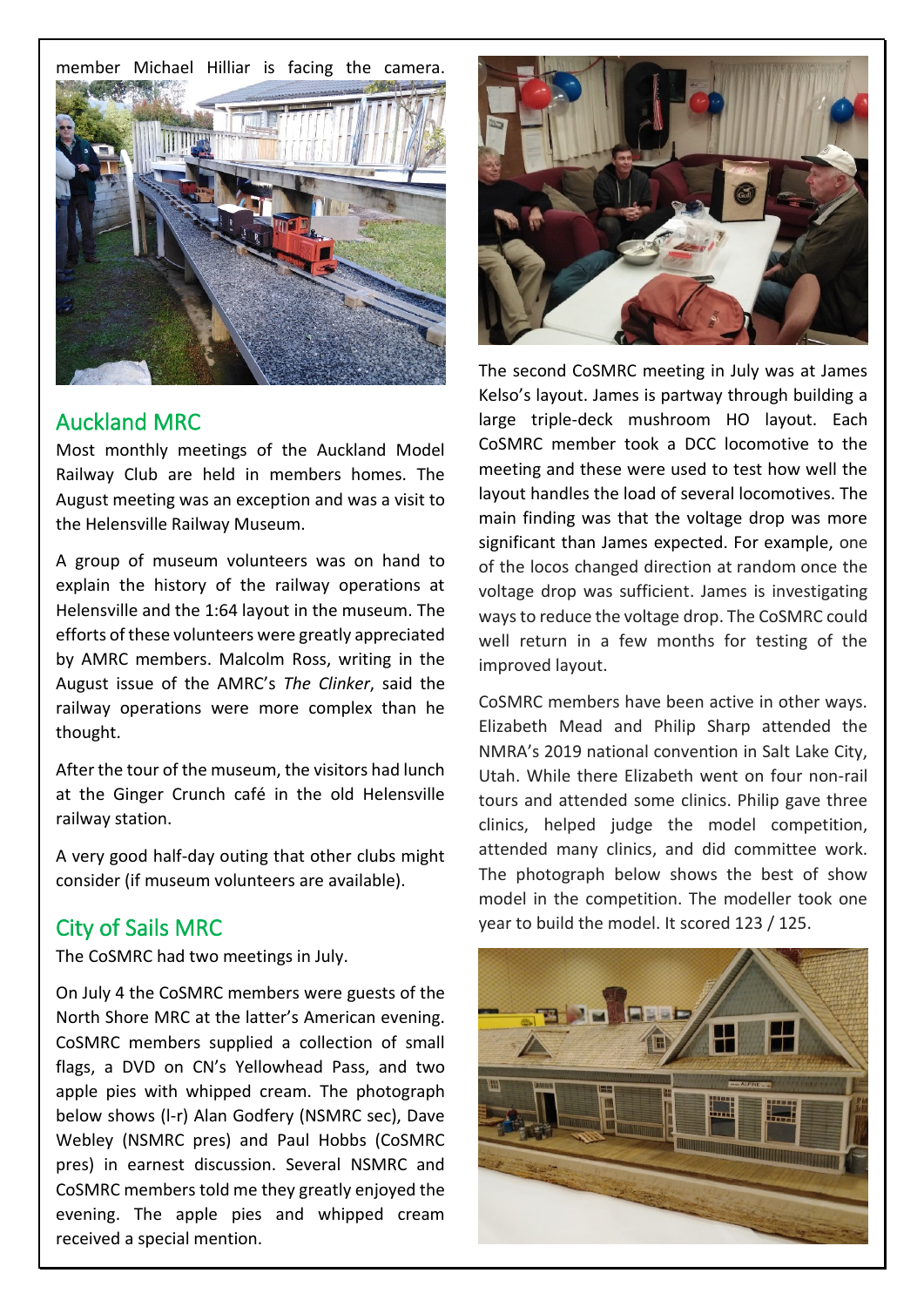member Michael Hilliar is facing the camera.

## Auckland MRC

Most monthly meetings of the Auckland Model Railway Club are held in members homes. The August meeting was an exception and was a visit to the Helensville Railway Museum.

A group of museum volunteers was on hand to explain the history of the railway operations at Helensville and the 1:64 layout in the museum. The efforts of these volunteers were greatly appreciated by AMRC members. Malcolm Ross, writing in the August issue of the AMRC's *The Clinker*, said the railway operations were more complex than he thought.

After the tour of the museum, the visitors had lunch at the Ginger Crunch café in the old Helensville railway station.

A very good half-day outing that other clubs might consider (if museum volunteers are available).

## City of Sails MRC

The CoSMRC had two meetings in July.

On July 4 the CoSMRC members were guests of the North Shore MRC at the latter's American evening. CoSMRC members supplied a collection of small flags, a DVD on CN's Yellowhead Pass, and two apple pies with whipped cream. The photograph below shows (l-r) Alan Godfery (NSMRC sec), Dave Webley (NSMRC pres) and Paul Hobbs (CoSMRC pres) in earnest discussion. Several NSMRC and CoSMRC members told me they greatly enjoyed the evening. The apple pies and whipped cream received a special mention.

The second CoSMRC meeting in July was at James Kelso's layout. James is partway through building a large triple-deck mushroom HO layout. Each CoSMRC member took a DCC locomotive to the meeting and these were used to test how well the layout handles the load of several locomotives. The main finding was that the voltage drop was more significant than James expected. For example, one of the locos changed direction at random once the voltage drop was sufficient. James is investigating ways to reduce the voltage drop. The CoSMRC could well return in a few months for testing of the improved layout.

CoSMRC members have been active in other ways. Elizabeth Mead and Philip Sharp attended the NMRA's 2019 national convention in Salt Lake City, Utah. While there Elizabeth went on four non-rail tours and attended some clinics. Philip gave three clinics, helped judge the model competition, attended many clinics, and did committee work. The photograph below shows the best of show model in the competition. The modeller took one year to build the model. It scored 123 / 125.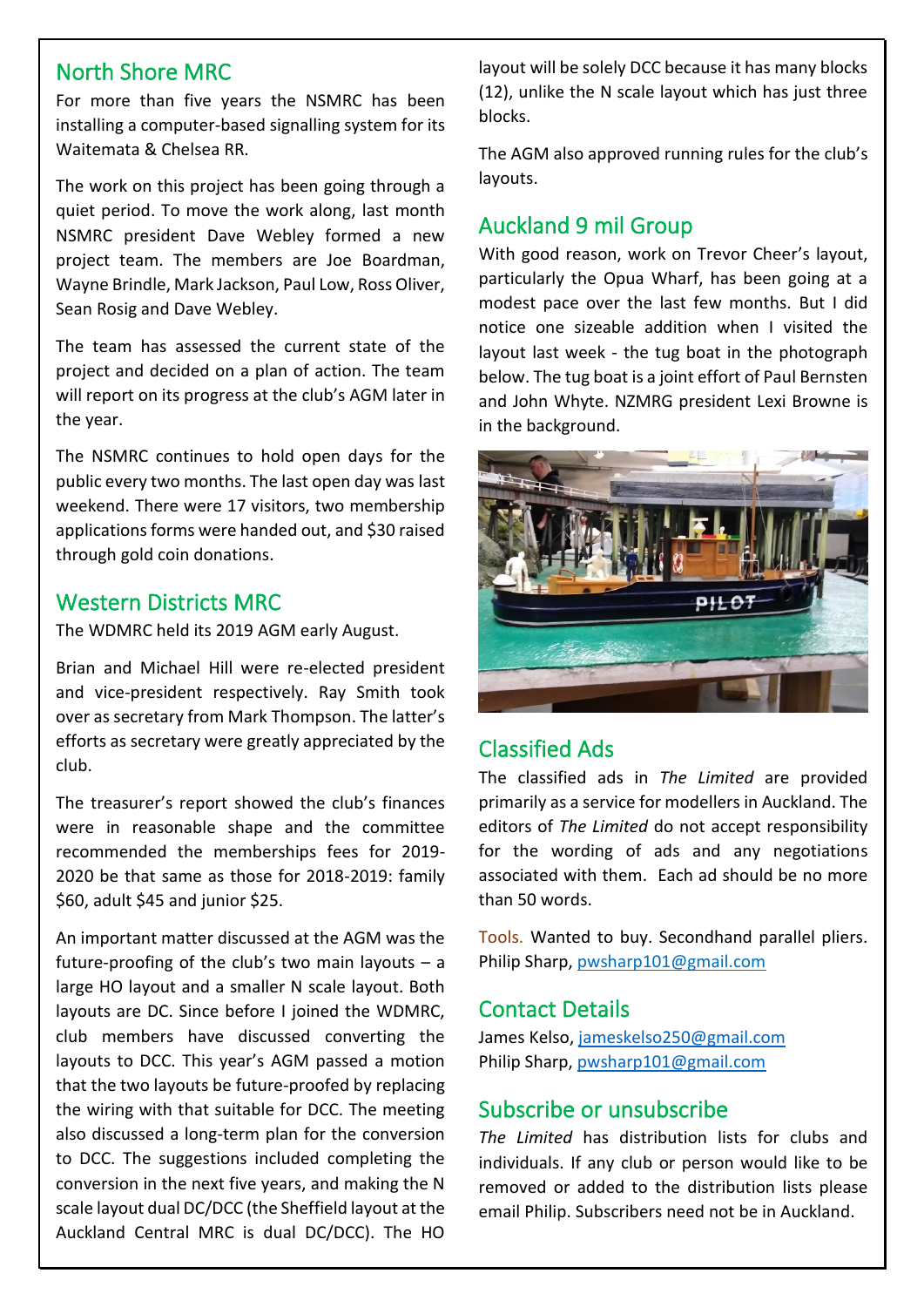## North Shore MRC

For more than five years the NSMRC has been installing a computer-based signalling system for its Waitemata & Chelsea RR.

The work on this project has been going through a quiet period. To move the work along, last month NSMRC president Dave Webley formed a new project team. The members are Joe Boardman, Wayne Brindle, Mark Jackson, Paul Low, Ross Oliver, Sean Rosig and Dave Webley.

The team has assessed the current state of the project and decided on a plan of action. The team will report on its progress at the club's AGM later in the year.

The NSMRC continues to hold open days for the public every two months. The last open day was last weekend. There were 17 visitors, two membership applications forms were handed out, and $30 raised through gold coin donations.

## Western Districts MRC

The WDMRC held its 2019 AGM early August.

Brian and Michael Hill were re-elected president and vice-president respectively. Ray Smith took over as secretary from Mark Thompson. The latter's efforts as secretary were greatly appreciated by the club.

The treasurer's report showed the club's finances were in reasonable shape and the committee recommended the memberships fees for 2019-2020 be that same as those for 2018-2019: family $60, adult $45 and junior $25.

An important matter discussed at the AGM was the future-proofing of the club's two main layouts – a large HO layout and a smaller N scale layout. Both layouts are DC. Since before I joined the WDMRC, club members have discussed converting the layouts to DCC. This year's AGM passed a motion that the two layouts be future-proofed by replacing the wiring with that suitable for DCC. The meeting also discussed a long-term plan for the conversion to DCC. The suggestions included completing the conversion in the next five years, and making the N scale layout dual DC/DCC (the Sheffield layout at the Auckland Central MRC is dual DC/DCC). The HO layout will be solely DCC because it has many blocks (12), unlike the N scale layout which has just three blocks.

The AGM also approved running rules for the club's layouts.

## Auckland 9 mil Group

With good reason, work on Trevor Cheer's layout, particularly the Opua Wharf, has been going at a modest pace over the last few months. But I did notice one sizeable addition when I visited the layout last week - the tug boat in the photograph below. The tug boat is a joint effort of Paul Bernsten and John Whyte. NZMRG president Lexi Browne is in the background.

## Classified Ads

The classified ads in *The Limited* are provided primarily as a service for modellers in Auckland. The editors of *The Limited* do not accept responsibility for the wording of ads and any negotiations associated with them. Each ad should be no more than 50 words.

Tools. Wanted to buy. Secondhand parallel pliers. Philip Sharp, pwsharp101@gmail.com

## Contact Details

James Kelso, jameskelso250@gmail.com
Philip Sharp, pwsharp101@gmail.com

## Subscribe or unsubscribe

*The Limited* has distribution lists for clubs and individuals. If any club or person would like to be removed or added to the distribution lists please email Philip. Subscribers need not be in Auckland.